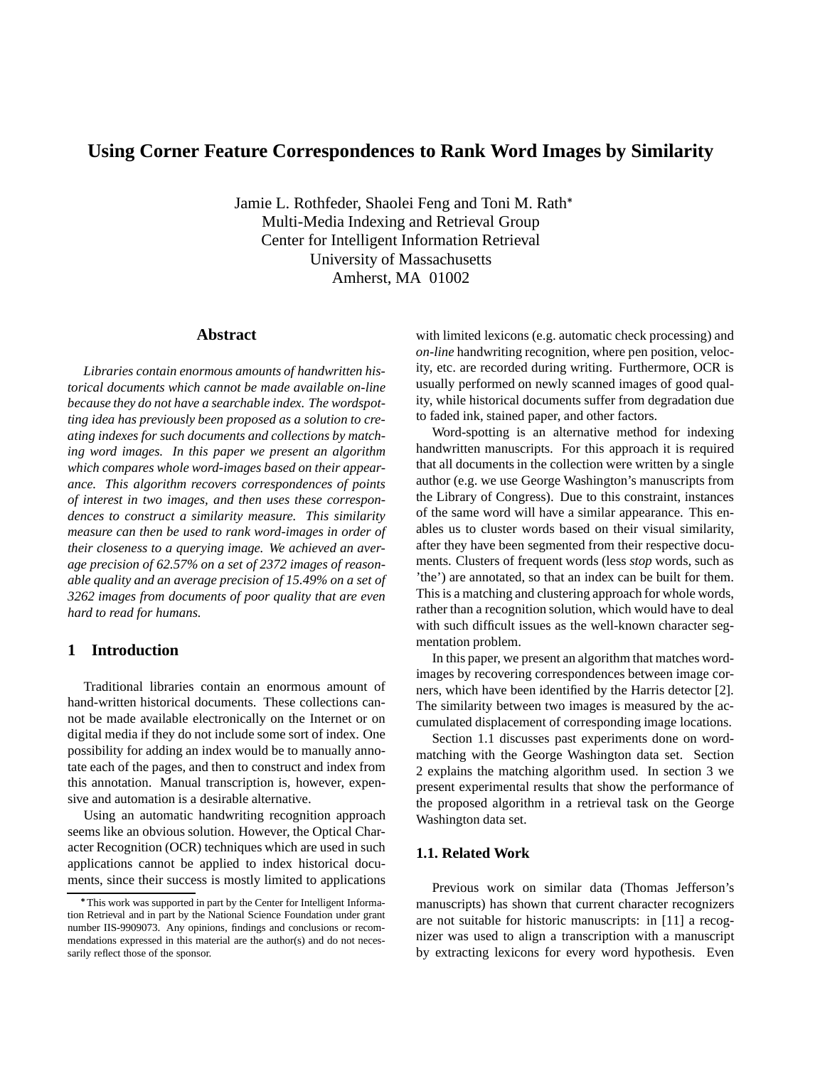# Using Corner Feature Correspondences to Rank Word Images by Similarity

Jamie L. Rothfeder, Shaolei Feng and Toni M. Rath*
Multi-Media Indexing and Retrieval Group
Center for Intelligent Information Retrieval
University of Massachusetts
Amherst, MA 01002

## Abstract

*Libraries contain enormous amounts of handwritten historical documents which cannot be made available on-line because they do not have a searchable index. The wordspotting idea has previously been proposed as a solution to creating indexes for such documents and collections by matching word images. In this paper we present an algorithm which compares whole word-images based on their appearance. This algorithm recovers correspondences of points of interest in two images, and then uses these correspondences to construct a similarity measure. This similarity measure can then be used to rank word-images in order of their closeness to a querying image. We achieved an average precision of 62.57% on a set of 2372 images of reasonable quality and an average precision of 15.49% on a set of 3262 images from documents of poor quality that are even hard to read for humans.*

## 1 Introduction

Traditional libraries contain an enormous amount of hand-written historical documents. These collections cannot be made available electronically on the Internet or on digital media if they do not include some sort of index. One possibility for adding an index would be to manually annotate each of the pages, and then to construct and index from this annotation. Manual transcription is, however, expensive and automation is a desirable alternative.

Using an automatic handwriting recognition approach seems like an obvious solution. However, the Optical Character Recognition (OCR) techniques which are used in such applications cannot be applied to index historical documents, since their success is mostly limited to applications with limited lexicons (e.g. automatic check processing) and *on-line* handwriting recognition, where pen position, velocity, etc. are recorded during writing. Furthermore, OCR is usually performed on newly scanned images of good quality, while historical documents suffer from degradation due to faded ink, stained paper, and other factors.

Word-spotting is an alternative method for indexing handwritten manuscripts. For this approach it is required that all documents in the collection were written by a single author (e.g. we use George Washington's manuscripts from the Library of Congress). Due to this constraint, instances of the same word will have a similar appearance. This enables us to cluster words based on their visual similarity, after they have been segmented from their respective documents. Clusters of frequent words (less *stop* words, such as 'the') are annotated, so that an index can be built for them. This is a matching and clustering approach for whole words, rather than a recognition solution, which would have to deal with such difficult issues as the well-known character segmentation problem.

In this paper, we present an algorithm that matches word-images by recovering correspondences between image corners, which have been identified by the Harris detector [2]. The similarity between two images is measured by the accumulated displacement of corresponding image locations.

Section 1.1 discusses past experiments done on word-matching with the George Washington data set. Section 2 explains the matching algorithm used. In section 3 we present experimental results that show the performance of the proposed algorithm in a retrieval task on the George Washington data set.

### 1.1. Related Work

Previous work on similar data (Thomas Jefferson's manuscripts) has shown that current character recognizers are not suitable for historic manuscripts: in [11] a recognizer was used to align a transcription with a manuscript by extracting lexicons for every word hypothesis. Even

*This work was supported in part by the Center for Intelligent Information Retrieval and in part by the National Science Foundation under grant number IIS-9909073. Any opinions, findings and conclusions or recommendations expressed in this material are the author(s) and do not necessarily reflect those of the sponsor.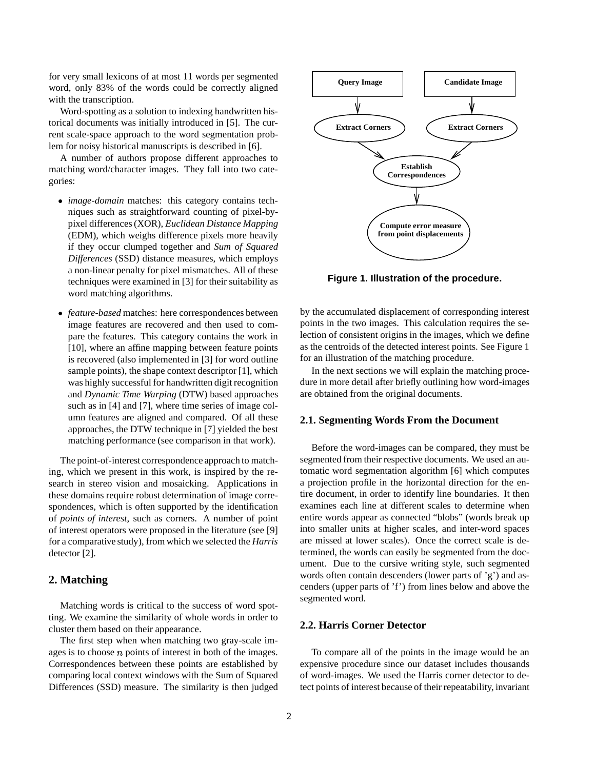for very small lexicons of at most 11 words per segmented word, only 83% of the words could be correctly aligned with the transcription.

Word-spotting as a solution to indexing handwritten historical documents was initially introduced in [5]. The current scale-space approach to the word segmentation problem for noisy historical manuscripts is described in [6].

A number of authors propose different approaches to matching word/character images. They fall into two categories:

- *image-domain* matches: this category contains techniques such as straightforward counting of pixel-by-pixel differences (XOR), *Euclidean Distance Mapping* (EDM), which weighs difference pixels more heavily if they occur clumped together and *Sum of Squared Differences* (SSD) distance measures, which employs a non-linear penalty for pixel mismatches. All of these techniques were examined in [3] for their suitability as word matching algorithms.
- *feature-based* matches: here correspondences between image features are recovered and then used to compare the features. This category contains the work in [10], where an affine mapping between feature points is recovered (also implemented in [3] for word outline sample points), the shape context descriptor [1], which was highly successful for handwritten digit recognition and *Dynamic Time Warping* (DTW) based approaches such as in [4] and [7], where time series of image column features are aligned and compared. Of all these approaches, the DTW technique in [7] yielded the best matching performance (see comparison in that work).

The point-of-interest correspondence approach to matching, which we present in this work, is inspired by the research in stereo vision and mosaicking. Applications in these domains require robust determination of image correspondences, which is often supported by the identification of *points of interest*, such as corners. A number of point of interest operators were proposed in the literature (see [9] for a comparative study), from which we selected the *Harris* detector [2].

## 2. Matching

Matching words is critical to the success of word spotting. We examine the similarity of whole words in order to cluster them based on their appearance.

The first step when when matching two gray-scale images is to choose $n$ points of interest in both of the images. Correspondences between these points are established by comparing local context windows with the Sum of Squared Differences (SSD) measure. The similarity is then judged by the accumulated displacement of corresponding interest points in the two images. This calculation requires the selection of consistent origins in the images, which we define as the centroids of the detected interest points. See Figure 1 for an illustration of the matching procedure.

Query Image → Extract Corners; Candidate Image → Extract Corners; → Establish Correspondences → Compute error measure from point displacements

**Figure 1. Illustration of the procedure.**

In the next sections we will explain the matching procedure in more detail after briefly outlining how word-images are obtained from the original documents.

### 2.1. Segmenting Words From the Document

Before the word-images can be compared, they must be segmented from their respective documents. We used an automatic word segmentation algorithm [6] which computes a projection profile in the horizontal direction for the entire document, in order to identify line boundaries. It then examines each line at different scales to determine when entire words appear as connected "blobs" (words break up into smaller units at higher scales, and inter-word spaces are missed at lower scales). Once the correct scale is determined, the words can easily be segmented from the document. Due to the cursive writing style, such segmented words often contain descenders (lower parts of 'g') and ascenders (upper parts of 'f') from lines below and above the segmented word.

### 2.2. Harris Corner Detector

To compare all of the points in the image would be an expensive procedure since our dataset includes thousands of word-images. We used the Harris corner detector to detect points of interest because of their repeatability, invariant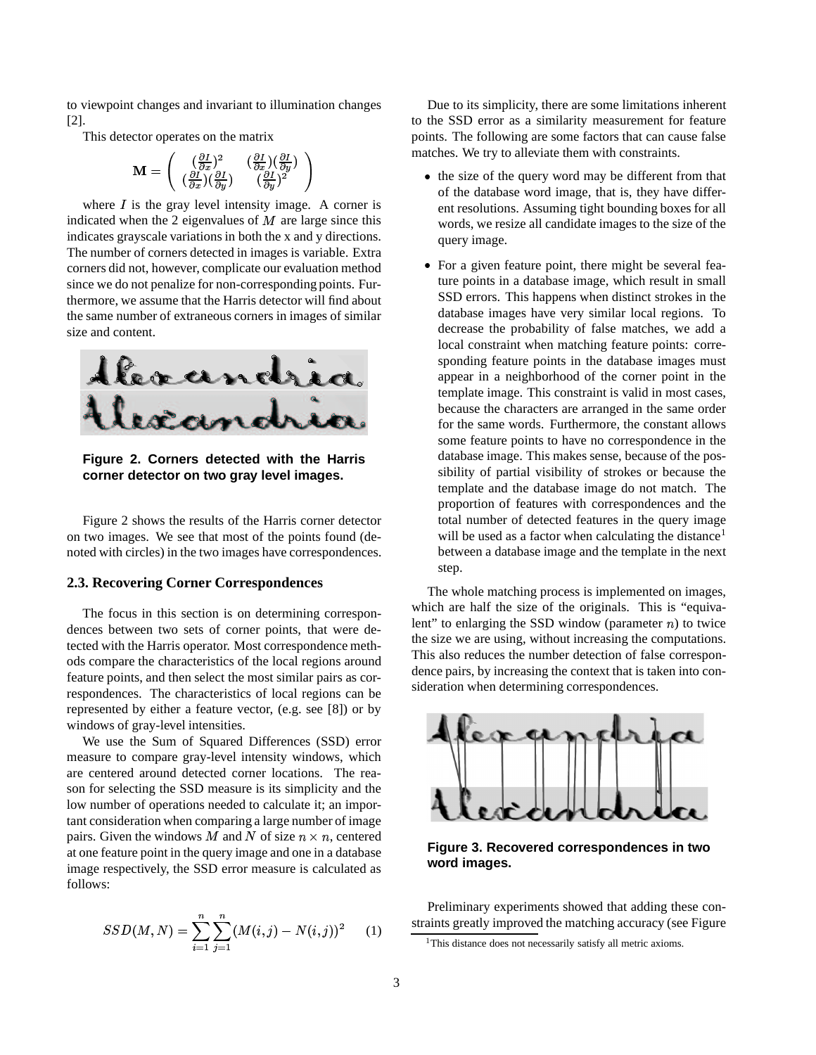to viewpoint changes and invariant to illumination changes [2].

This detector operates on the matrix

$$\mathbf{M} = \begin{pmatrix} (\frac{\partial I}{\partial x})^2 & (\frac{\partial I}{\partial x})(\frac{\partial I}{\partial y}) \\ (\frac{\partial I}{\partial x})(\frac{\partial I}{\partial y}) & (\frac{\partial I}{\partial y})^2 \end{pmatrix}$$

where $I$ is the gray level intensity image. A corner is indicated when the 2 eigenvalues of $M$ are large since this indicates grayscale variations in both the x and y directions. The number of corners detected in images is variable. Extra corners did not, however, complicate our evaluation method since we do not penalize for non-corresponding points. Furthermore, we assume that the Harris detector will find about the same number of extraneous corners in images of similar size and content.

**Figure 2. Corners detected with the Harris corner detector on two gray level images.**

Figure 2 shows the results of the Harris corner detector on two images. We see that most of the points found (denoted with circles) in the two images have correspondences.

### 2.3. Recovering Corner Correspondences

The focus in this section is on determining correspondences between two sets of corner points, that were detected with the Harris operator. Most correspondence methods compare the characteristics of the local regions around feature points, and then select the most similar pairs as correspondences. The characteristics of local regions can be represented by either a feature vector, (e.g. see [8]) or by windows of gray-level intensities.

We use the Sum of Squared Differences (SSD) error measure to compare gray-level intensity windows, which are centered around detected corner locations. The reason for selecting the SSD measure is its simplicity and the low number of operations needed to calculate it; an important consideration when comparing a large number of image pairs. Given the windows $M$ and $N$ of size $n \times n$, centered at one feature point in the query image and one in a database image respectively, the SSD error measure is calculated as follows:

$$SSD(M, N) = \sum_{i=1}^{n} \sum_{j=1}^{n} (M(i,j) - N(i,j))^2 \qquad (1)$$

Due to its simplicity, there are some limitations inherent to the SSD error as a similarity measurement for feature points. The following are some factors that can cause false matches. We try to alleviate them with constraints.

- the size of the query word may be different from that of the database word image, that is, they have different resolutions. Assuming tight bounding boxes for all words, we resize all candidate images to the size of the query image.
- For a given feature point, there might be several feature points in a database image, which result in small SSD errors. This happens when distinct strokes in the database images have very similar local regions. To decrease the probability of false matches, we add a local constraint when matching feature points: corresponding feature points in the database images must appear in a neighborhood of the corner point in the template image. This constraint is valid in most cases, because the characters are arranged in the same order for the same words. Furthermore, the constant allows some feature points to have no correspondence in the database image. This makes sense, because of the possibility of partial visibility of strokes or because the template and the database image do not match. The proportion of features with correspondences and the total number of detected features in the query image will be used as a factor when calculating the distance[1] between a database image and the template in the next step.

The whole matching process is implemented on images, which are half the size of the originals. This is "equivalent" to enlarging the SSD window (parameter $n$) to twice the size we are using, without increasing the computations. This also reduces the number detection of false correspondence pairs, by increasing the context that is taken into consideration when determining correspondences.

**Figure 3. Recovered correspondences in two word images.**

Preliminary experiments showed that adding these constraints greatly improved the matching accuracy (see Figure

[1] This distance does not necessarily satisfy all metric axioms.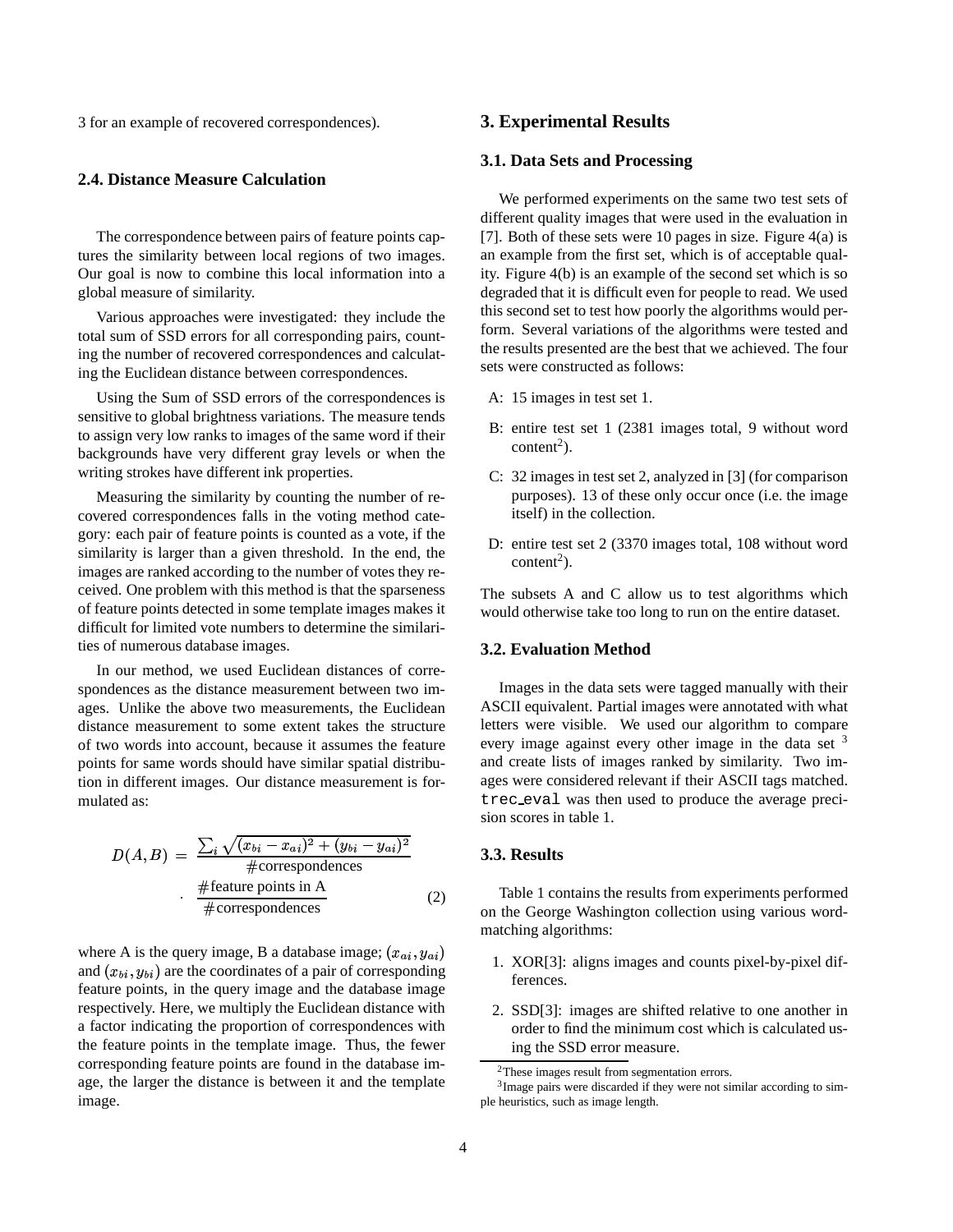3 for an example of recovered correspondences).

### 2.4. Distance Measure Calculation

The correspondence between pairs of feature points captures the similarity between local regions of two images. Our goal is now to combine this local information into a global measure of similarity.

Various approaches were investigated: they include the total sum of SSD errors for all corresponding pairs, counting the number of recovered correspondences and calculating the Euclidean distance between correspondences.

Using the Sum of SSD errors of the correspondences is sensitive to global brightness variations. The measure tends to assign very low ranks to images of the same word if their backgrounds have very different gray levels or when the writing strokes have different ink properties.

Measuring the similarity by counting the number of recovered correspondences falls in the voting method category: each pair of feature points is counted as a vote, if the similarity is larger than a given threshold. In the end, the images are ranked according to the number of votes they received. One problem with this method is that the sparseness of feature points detected in some template images makes it difficult for limited vote numbers to determine the similarities of numerous database images.

In our method, we used Euclidean distances of correspondences as the distance measurement between two images. Unlike the above two measurements, the Euclidean distance measurement to some extent takes the structure of two words into account, because it assumes the feature points for same words should have similar spatial distribution in different images. Our distance measurement is formulated as:

$$D(A,B) = \frac{\sum_i \sqrt{(x_{bi} - x_{ai})^2 + (y_{bi} - y_{ai})^2}}{\#\text{correspondences}} \cdot \frac{\#\text{feature points in A}}{\#\text{correspondences}} \tag{2}$$

where A is the query image, B a database image; $(x_{ai}, y_{ai})$ and $(x_{bi}, y_{bi})$ are the coordinates of a pair of corresponding feature points, in the query image and the database image respectively. Here, we multiply the Euclidean distance with a factor indicating the proportion of correspondences with the feature points in the template image. Thus, the fewer corresponding feature points are found in the database image, the larger the distance is between it and the template image.

## 3. Experimental Results

### 3.1. Data Sets and Processing

We performed experiments on the same two test sets of different quality images that were used in the evaluation in [7]. Both of these sets were 10 pages in size. Figure 4(a) is an example from the first set, which is of acceptable quality. Figure 4(b) is an example of the second set which is so degraded that it is difficult even for people to read. We used this second set to test how poorly the algorithms would perform. Several variations of the algorithms were tested and the results presented are the best that we achieved. The four sets were constructed as follows:

- A: 15 images in test set 1.
- B: entire test set 1 (2381 images total, 9 without word content[2]).
- C: 32 images in test set 2, analyzed in [3] (for comparison purposes). 13 of these only occur once (i.e. the image itself) in the collection.
- D: entire test set 2 (3370 images total, 108 without word content[2]).

The subsets A and C allow us to test algorithms which would otherwise take too long to run on the entire dataset.

### 3.2. Evaluation Method

Images in the data sets were tagged manually with their ASCII equivalent. Partial images were annotated with what letters were visible. We used our algorithm to compare every image against every other image in the data set [3] and create lists of images ranked by similarity. Two images were considered relevant if their ASCII tags matched. `trec_eval` was then used to produce the average precision scores in table 1.

### 3.3. Results

Table 1 contains the results from experiments performed on the George Washington collection using various word-matching algorithms:

1. XOR[3]: aligns images and counts pixel-by-pixel differences.
2. SSD[3]: images are shifted relative to one another in order to find the minimum cost which is calculated using the SSD error measure.

[2]These images result from segmentation errors.

[3]Image pairs were discarded if they were not similar according to simple heuristics, such as image length.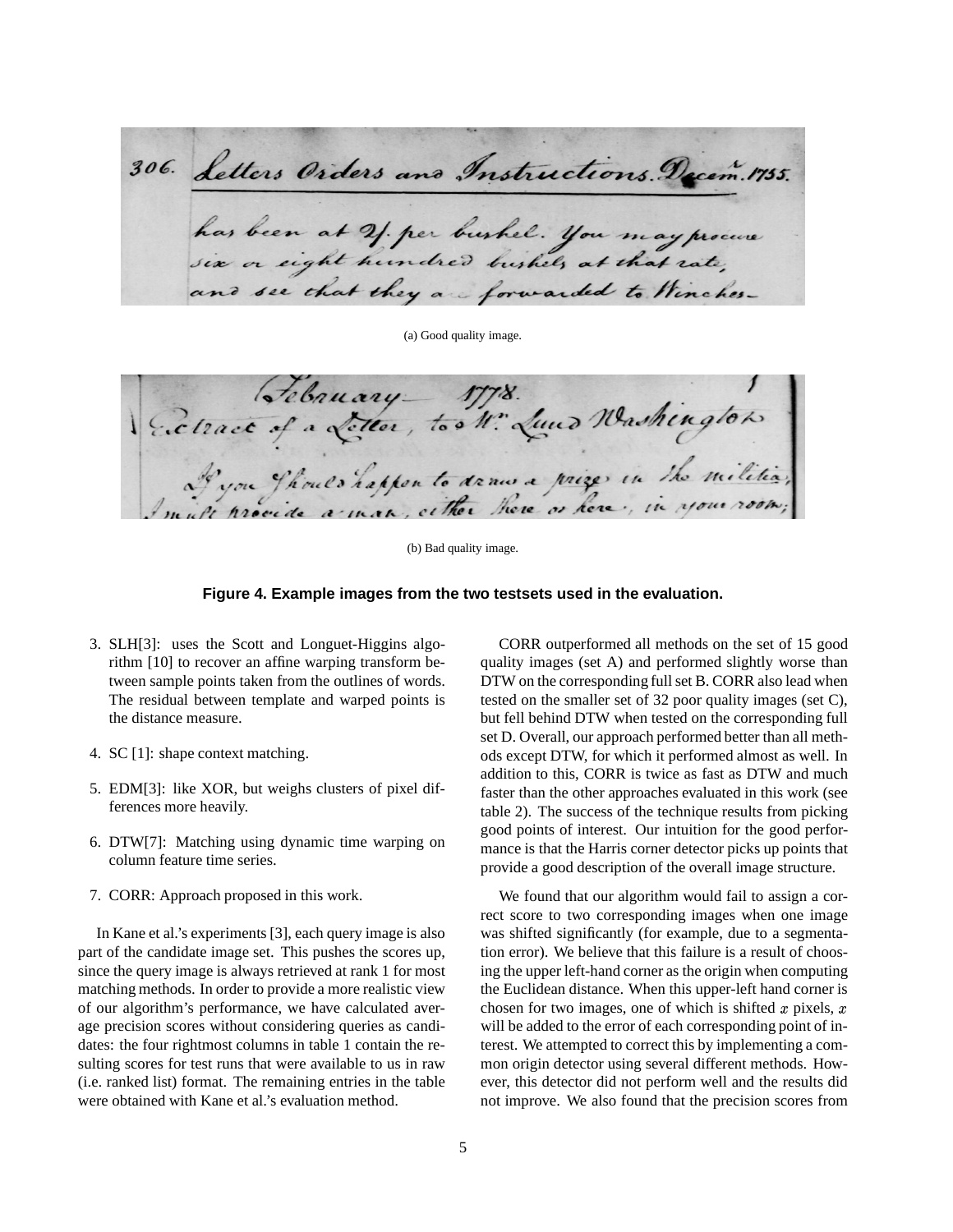(a) Good quality image.

(b) Bad quality image.

**Figure 4. Example images from the two testsets used in the evaluation.**

3. SLH[3]: uses the Scott and Longuet-Higgins algorithm [10] to recover an affine warping transform between sample points taken from the outlines of words. The residual between template and warped points is the distance measure.

4. SC [1]: shape context matching.

5. EDM[3]: like XOR, but weighs clusters of pixel differences more heavily.

6. DTW[7]: Matching using dynamic time warping on column feature time series.

7. CORR: Approach proposed in this work.

In Kane et al.'s experiments [3], each query image is also part of the candidate image set. This pushes the scores up, since the query image is always retrieved at rank 1 for most matching methods. In order to provide a more realistic view of our algorithm's performance, we have calculated average precision scores without considering queries as candidates: the four rightmost columns in table 1 contain the resulting scores for test runs that were available to us in raw (i.e. ranked list) format. The remaining entries in the table were obtained with Kane et al.'s evaluation method.

CORR outperformed all methods on the set of 15 good quality images (set A) and performed slightly worse than DTW on the corresponding full set B. CORR also lead when tested on the smaller set of 32 poor quality images (set C), but fell behind DTW when tested on the corresponding full set D. Overall, our approach performed better than all methods except DTW, for which it performed almost as well. In addition to this, CORR is twice as fast as DTW and much faster than the other approaches evaluated in this work (see table 2). The success of the technique results from picking good points of interest. Our intuition for the good performance is that the Harris corner detector picks up points that provide a good description of the overall image structure.

We found that our algorithm would fail to assign a correct score to two corresponding images when one image was shifted significantly (for example, due to a segmentation error). We believe that this failure is a result of choosing the upper left-hand corner as the origin when computing the Euclidean distance. When this upper-left hand corner is chosen for two images, one of which is shifted $x$ pixels, $x$ will be added to the error of each corresponding point of interest. We attempted to correct this by implementing a common origin detector using several different methods. However, this detector did not perform well and the results did not improve. We also found that the precision scores from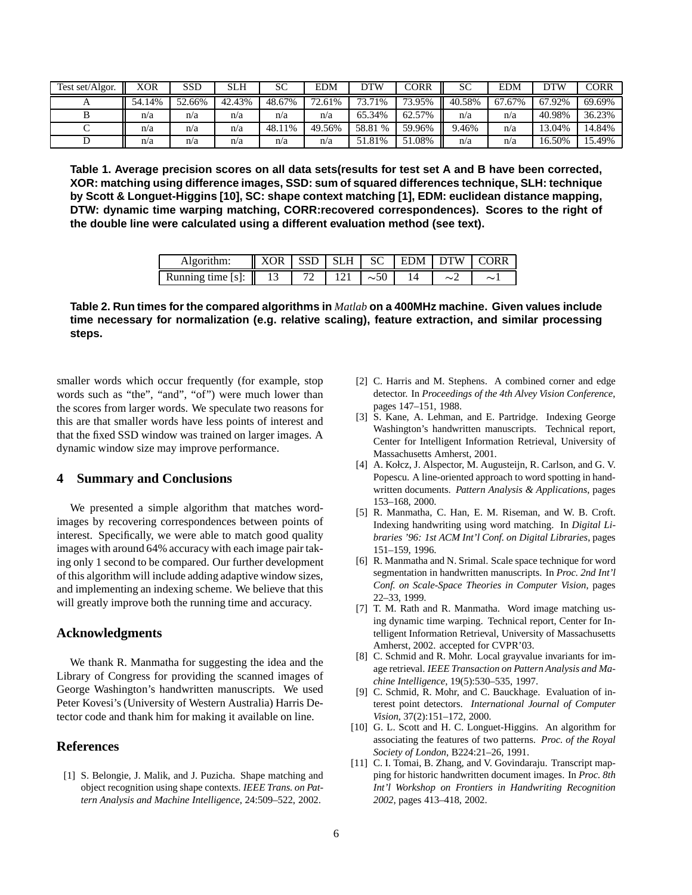| Test set/Algor. | XOR | SSD | SLH | SC | EDM | DTW | CORR | SC | EDM | DTW | CORR |
|---|---|---|---|---|---|---|---|---|---|---|---|
| A | 54.14% | 52.66% | 42.43% | 48.67% | 72.61% | 73.71% | 73.95% | 40.58% | 67.67% | 67.92% | 69.69% |
| B | n/a | n/a | n/a | n/a | n/a | 65.34% | 62.57% | n/a | n/a | 40.98% | 36.23% |
| C | n/a | n/a | n/a | 48.11% | 49.56% | 58.81 % | 59.96% | 9.46% | n/a | 13.04% | 14.84% |
| D | n/a | n/a | n/a | n/a | n/a | 51.81% | 51.08% | n/a | n/a | 16.50% | 15.49% |

**Table 1. Average precision scores on all data sets(results for test set A and B have been corrected, XOR: matching using difference images, SSD: sum of squared differences technique, SLH: technique by Scott & Longuet-Higgins [10], SC: shape context matching [1], EDM: euclidean distance mapping, DTW: dynamic time warping matching, CORR:recovered correspondences). Scores to the right of the double line were calculated using a different evaluation method (see text).**

| Algorithm: | XOR | SSD | SLH | SC | EDM | DTW | CORR |
|---|---|---|---|---|---|---|---|
| Running time [s]: | 13 | 72 | 121 | $\sim$50 | 14 | $\sim$2 | $\sim$1 |

**Table 2. Run times for the compared algorithms in *Matlab* on a 400MHz machine. Given values include time necessary for normalization (e.g. relative scaling), feature extraction, and similar processing steps.**

smaller words which occur frequently (for example, stop words such as "the", "and", "of") were much lower than the scores from larger words. We speculate two reasons for this are that smaller words have less points of interest and that the fixed SSD window was trained on larger images. A dynamic window size may improve performance.

## 4 Summary and Conclusions

We presented a simple algorithm that matches word-images by recovering correspondences between points of interest. Specifically, we were able to match good quality images with around 64% accuracy with each image pair taking only 1 second to be compared. Our further development of this algorithm will include adding adaptive window sizes, and implementing an indexing scheme. We believe that this will greatly improve both the running time and accuracy.

## Acknowledgments

We thank R. Manmatha for suggesting the idea and the Library of Congress for providing the scanned images of George Washington's handwritten manuscripts. We used Peter Kovesi's (University of Western Australia) Harris Detector code and thank him for making it available on line.

## References

[1] S. Belongie, J. Malik, and J. Puzicha. Shape matching and object recognition using shape contexts. *IEEE Trans. on Pattern Analysis and Machine Intelligence*, 24:509–522, 2002.

[2] C. Harris and M. Stephens. A combined corner and edge detector. In *Proceedings of the 4th Alvey Vision Conference*, pages 147–151, 1988.

[3] S. Kane, A. Lehman, and E. Partridge. Indexing George Washington's handwritten manuscripts. Technical report, Center for Intelligent Information Retrieval, University of Massachusetts Amherst, 2001.

[4] A. Kołcz, J. Alspector, M. Augusteijn, R. Carlson, and G. V. Popescu. A line-oriented approach to word spotting in handwritten documents. *Pattern Analysis & Applications*, pages 153–168, 2000.

[5] R. Manmatha, C. Han, E. M. Riseman, and W. B. Croft. Indexing handwriting using word matching. In *Digital Libraries '96: 1st ACM Int'l Conf. on Digital Libraries*, pages 151–159, 1996.

[6] R. Manmatha and N. Srimal. Scale space technique for word segmentation in handwritten manuscripts. In *Proc. 2nd Int'l Conf. on Scale-Space Theories in Computer Vision*, pages 22–33, 1999.

[7] T. M. Rath and R. Manmatha. Word image matching using dynamic time warping. Technical report, Center for Intelligent Information Retrieval, University of Massachusetts Amherst, 2002. accepted for CVPR'03.

[8] C. Schmid and R. Mohr. Local grayvalue invariants for image retrieval. *IEEE Transaction on Pattern Analysis and Machine Intelligence*, 19(5):530–535, 1997.

[9] C. Schmid, R. Mohr, and C. Bauckhage. Evaluation of interest point detectors. *International Journal of Computer Vision*, 37(2):151–172, 2000.

[10] G. L. Scott and H. C. Longuet-Higgins. An algorithm for associating the features of two patterns. *Proc. of the Royal Society of London*, B224:21–26, 1991.

[11] C. I. Tomai, B. Zhang, and V. Govindaraju. Transcript mapping for historic handwritten document images. In *Proc. 8th Int'l Workshop on Frontiers in Handwriting Recognition 2002*, pages 413–418, 2002.